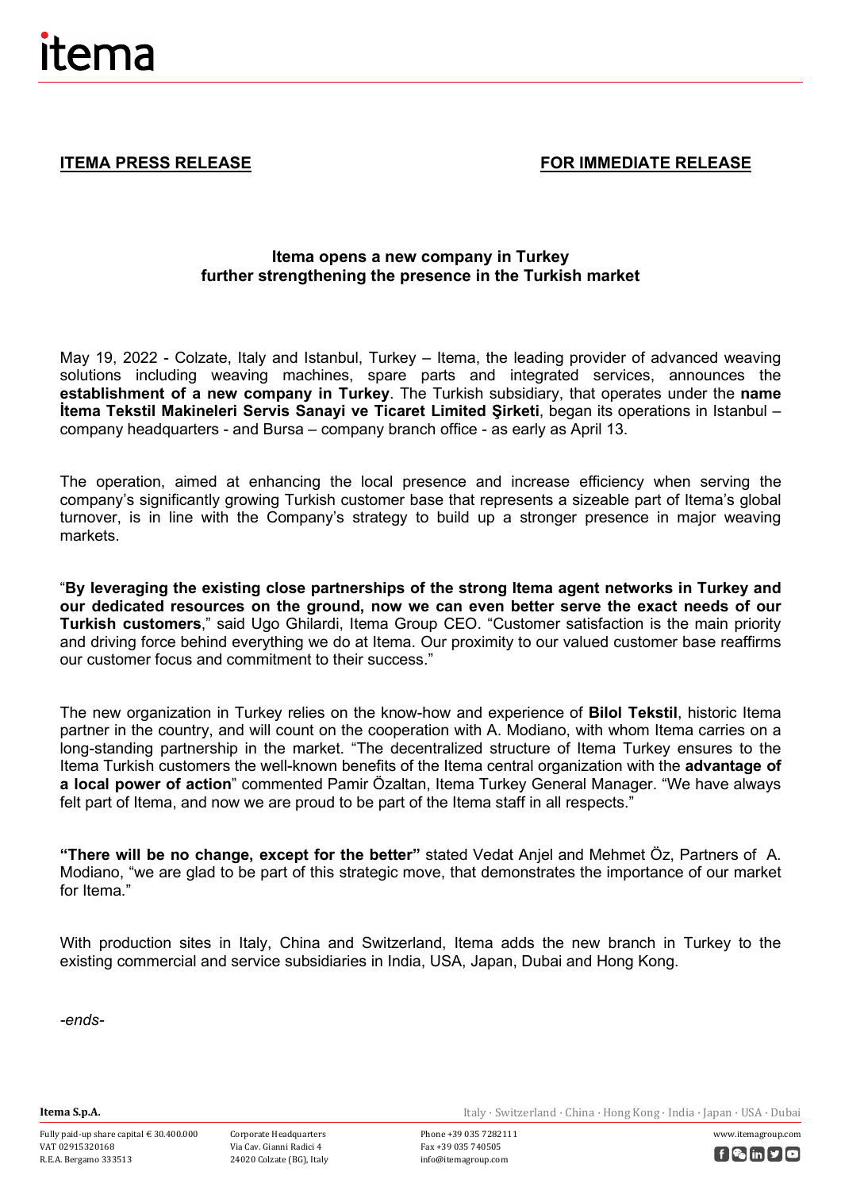**ITEMA PRESS RELEASE** **FOR IMMEDIATE RELEASE**

## Itema opens a new company in Turkey further strengthening the presence in the Turkish market

May 19, 2022 - Colzate, Italy and Istanbul, Turkey – Itema, the leading provider of advanced weaving solutions including weaving machines, spare parts and integrated services, announces the **establishment of a new company in Turkey**. The Turkish subsidiary, that operates under the **name İtema Tekstil Makineleri Servis Sanayi ve Ticaret Limited Şirketi**, began its operations in Istanbul – company headquarters - and Bursa – company branch office - as early as April 13.

The operation, aimed at enhancing the local presence and increase efficiency when serving the company's significantly growing Turkish customer base that represents a sizeable part of Itema's global turnover, is in line with the Company's strategy to build up a stronger presence in major weaving markets.

"**By leveraging the existing close partnerships of the strong Itema agent networks in Turkey and our dedicated resources on the ground, now we can even better serve the exact needs of our Turkish customers**," said Ugo Ghilardi, Itema Group CEO. "Customer satisfaction is the main priority and driving force behind everything we do at Itema. Our proximity to our valued customer base reaffirms our customer focus and commitment to their success."

The new organization in Turkey relies on the know-how and experience of **Bilol Tekstil**, historic Itema partner in the country, and will count on the cooperation with A. Modiano, with whom Itema carries on a long-standing partnership in the market. "The decentralized structure of Itema Turkey ensures to the Itema Turkish customers the well-known benefits of the Itema central organization with the **advantage of a local power of action**" commented Pamir Özaltan, Itema Turkey General Manager. "We have always felt part of Itema, and now we are proud to be part of the Itema staff in all respects."

**"There will be no change, except for the better"** stated Vedat Anjel and Mehmet Öz, Partners of A. Modiano, "we are glad to be part of this strategic move, that demonstrates the importance of our market for Itema."

With production sites in Italy, China and Switzerland, Itema adds the new branch in Turkey to the existing commercial and service subsidiaries in India, USA, Japan, Dubai and Hong Kong.

*-ends-*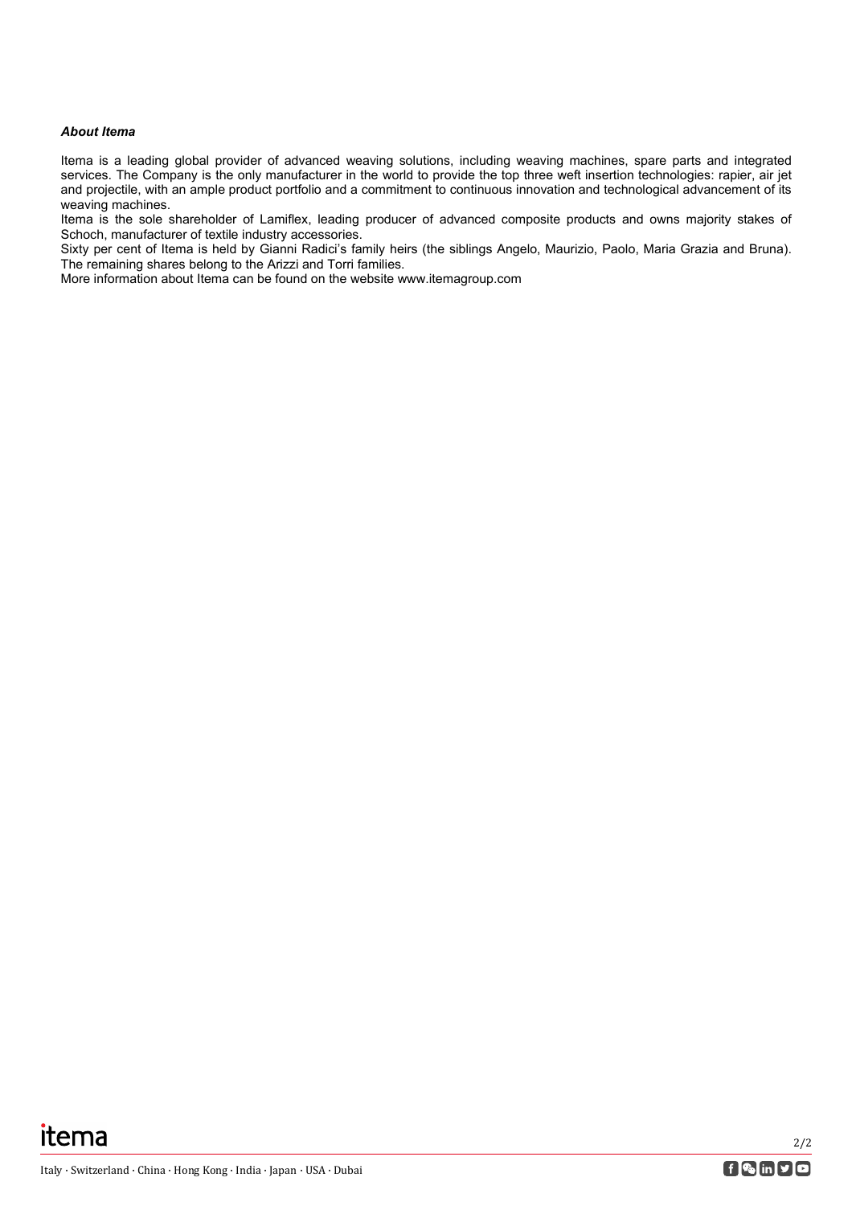***About Itema***

Itema is a leading global provider of advanced weaving solutions, including weaving machines, spare parts and integrated services. The Company is the only manufacturer in the world to provide the top three weft insertion technologies: rapier, air jet and projectile, with an ample product portfolio and a commitment to continuous innovation and technological advancement of its weaving machines.
Itema is the sole shareholder of Lamiflex, leading producer of advanced composite products and owns majority stakes of Schoch, manufacturer of textile industry accessories.
Sixty per cent of Itema is held by Gianni Radici's family heirs (the siblings Angelo, Maurizio, Paolo, Maria Grazia and Bruna). The remaining shares belong to the Arizzi and Torri families.
More information about Itema can be found on the website www.itemagroup.com